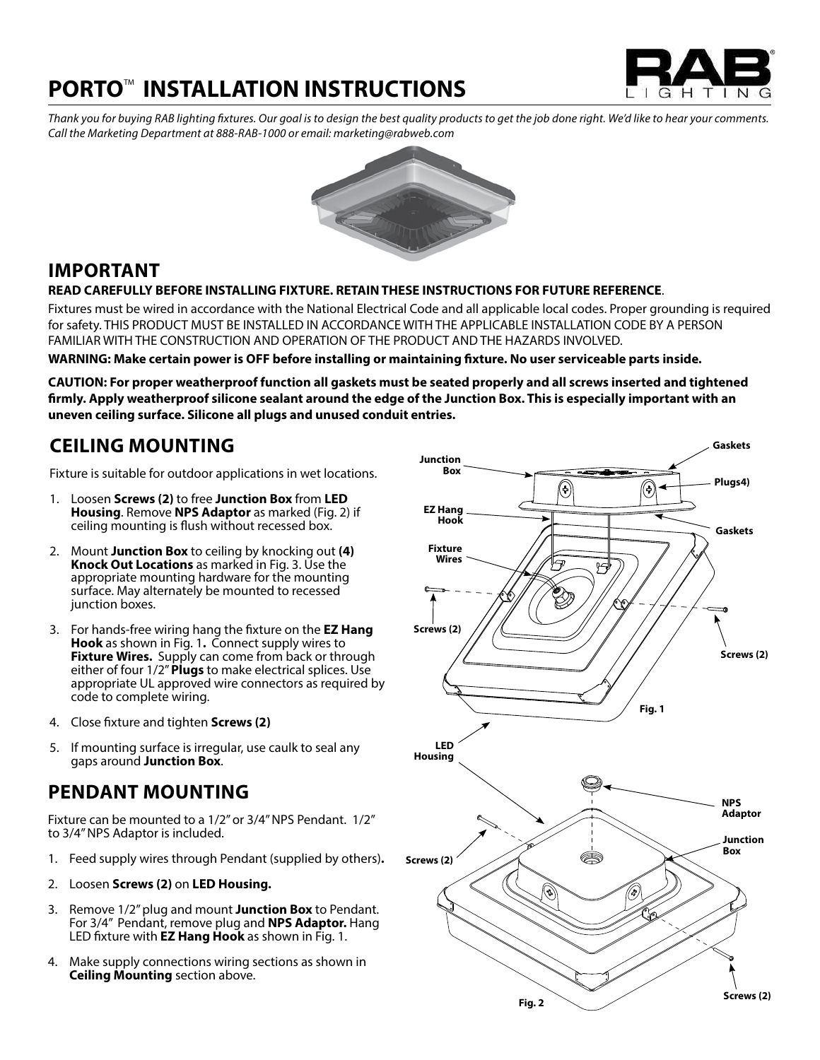# PORTO™ INSTALLATION INSTRUCTIONS

*Thank you for buying RAB lighting fixtures. Our goal is to design the best quality products to get the job done right. We'd like to hear your comments. Call the Marketing Department at 888-RAB-1000 or email: marketing@rabweb.com*

## IMPORTANT

**READ CAREFULLY BEFORE INSTALLING FIXTURE. RETAIN THESE INSTRUCTIONS FOR FUTURE REFERENCE**.

Fixtures must be wired in accordance with the National Electrical Code and all applicable local codes. Proper grounding is required for safety. THIS PRODUCT MUST BE INSTALLED IN ACCORDANCE WITH THE APPLICABLE INSTALLATION CODE BY A PERSON FAMILIAR WITH THE CONSTRUCTION AND OPERATION OF THE PRODUCT AND THE HAZARDS INVOLVED.

**WARNING: Make certain power is OFF before installing or maintaining fixture. No user serviceable parts inside.**

**CAUTION: For proper weatherproof function all gaskets must be seated properly and all screws inserted and tightened firmly. Apply weatherproof silicone sealant around the edge of the Junction Box. This is especially important with an uneven ceiling surface. Silicone all plugs and unused conduit entries.**

## CEILING MOUNTING

Fixture is suitable for outdoor applications in wet locations.

1. Loosen **Screws (2)** to free **Junction Box** from **LED Housing**. Remove **NPS Adaptor** as marked (Fig. 2) if ceiling mounting is flush without recessed box.
2. Mount **Junction Box** to ceiling by knocking out **(4) Knock Out Locations** as marked in Fig. 3. Use the appropriate mounting hardware for the mounting surface. May alternately be mounted to recessed junction boxes.
3. For hands-free wiring hang the fixture on the **EZ Hang Hook** as shown in Fig. 1**.** Connect supply wires to **Fixture Wires.** Supply can come from back or through either of four 1/2" **Plugs** to make electrical splices. Use appropriate UL approved wire connectors as required by code to complete wiring.
4. Close fixture and tighten **Screws (2)**
5. If mounting surface is irregular, use caulk to seal any gaps around **Junction Box**.

## PENDANT MOUNTING

Fixture can be mounted to a 1/2" or 3/4" NPS Pendant. 1/2" to 3/4" NPS Adaptor is included.

1. Feed supply wires through Pendant (supplied by others)**.**
2. Loosen **Screws (2)** on **LED Housing.**
3. Remove 1/2" plug and mount **Junction Box** to Pendant. For 3/4" Pendant, remove plug and **NPS Adaptor.** Hang LED fixture with **EZ Hang Hook** as shown in Fig. 1.
4. Make supply connections wiring sections as shown in **Ceiling Mounting** section above.

Junction Box, Gaskets, Plugs4), EZ Hang Hook, Gaskets, Fixture Wires, Screws (2), Screws (2)

Fig. 1

LED Housing, NPS Adaptor, Junction Box, Screws (2), Screws (2)

Fig. 2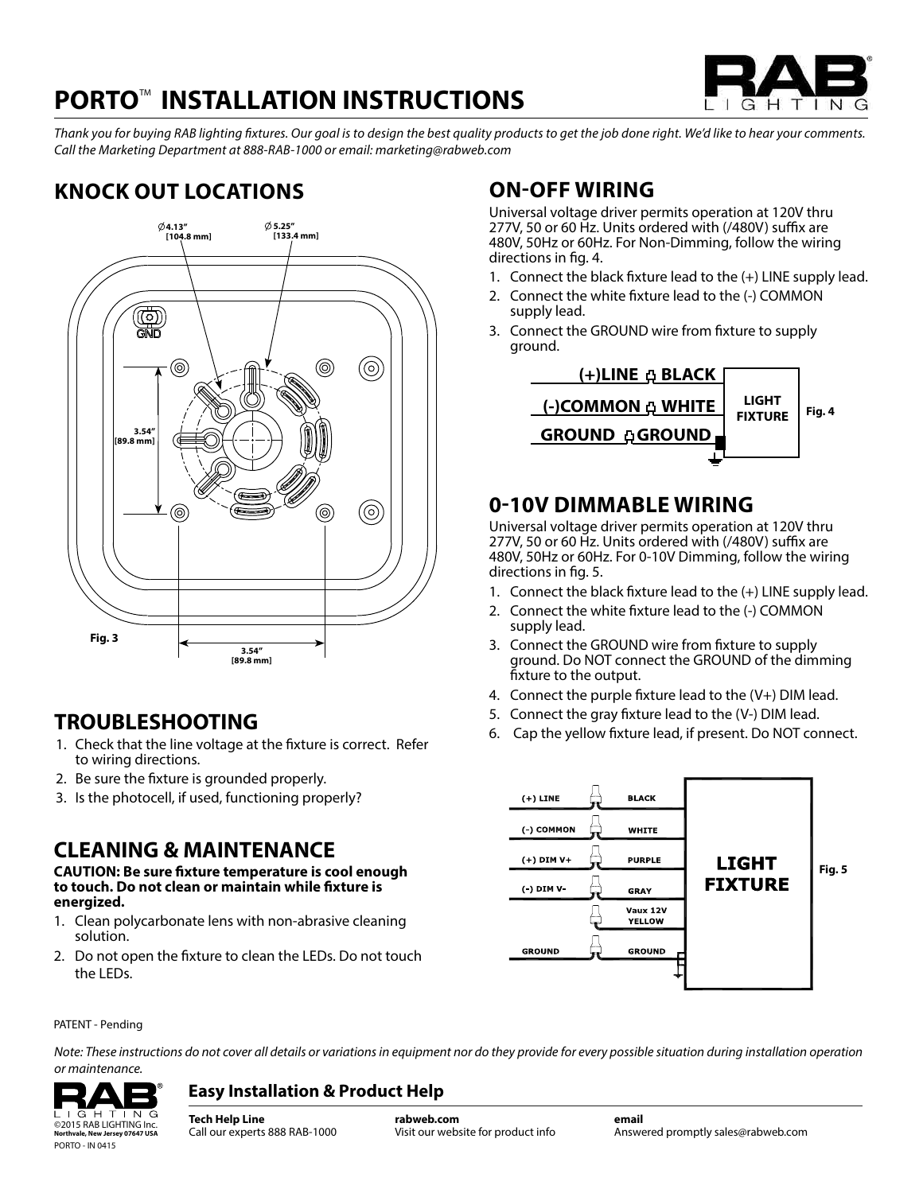# PORTO™ INSTALLATION INSTRUCTIONS

*Thank you for buying RAB lighting fixtures. Our goal is to design the best quality products to get the job done right. We'd like to hear your comments. Call the Marketing Department at 888-RAB-1000 or email: marketing@rabweb.com*

## KNOCK OUT LOCATIONS

Ø4.13" [104.8 mm]

Ø5.25" [133.4 mm]

GND

3.54" [89.8 mm]

3.54" [89.8 mm]

Fig. 3

## TROUBLESHOOTING

1. Check that the line voltage at the fixture is correct. Refer to wiring directions.
2. Be sure the fixture is grounded properly.
3. Is the photocell, if used, functioning properly?

## CLEANING & MAINTENANCE

**CAUTION: Be sure fixture temperature is cool enough to touch. Do not clean or maintain while fixture is energized.**

1. Clean polycarbonate lens with non-abrasive cleaning solution.
2. Do not open the fixture to clean the LEDs. Do not touch the LEDs.

## ON-OFF WIRING

Universal voltage driver permits operation at 120V thru 277V, 50 or 60 Hz. Units ordered with (/480V) suffix are 480V, 50Hz or 60Hz. For Non-Dimming, follow the wiring directions in fig. 4.

1. Connect the black fixture lead to the (+) LINE supply lead.
2. Connect the white fixture lead to the (-) COMMON supply lead.
3. Connect the GROUND wire from fixture to supply ground.

(+)LINE BLACK

(-)COMMON WHITE

GROUND GROUND

LIGHT FIXTURE

Fig. 4

## 0-10V DIMMABLE WIRING

Universal voltage driver permits operation at 120V thru 277V, 50 or 60 Hz. Units ordered with (/480V) suffix are 480V, 50Hz or 60Hz. For 0-10V Dimming, follow the wiring directions in fig. 5.

1. Connect the black fixture lead to the (+) LINE supply lead.
2. Connect the white fixture lead to the (-) COMMON supply lead.
3. Connect the GROUND wire from fixture to supply ground. Do NOT connect the GROUND of the dimming fixture to the output.
4. Connect the purple fixture lead to the (V+) DIM lead.
5. Connect the gray fixture lead to the (V-) DIM lead.
6. Cap the yellow fixture lead, if present. Do NOT connect.

(+) LINE BLACK

(-) COMMON WHITE

(+) DIM V+ PURPLE

(-) DIM V- GRAY

Vaux 12V YELLOW

GROUND GROUND

LIGHT FIXTURE

Fig. 5

PATENT - Pending

*Note: These instructions do not cover all details or variations in equipment nor do they provide for every possible situation during installation operation or maintenance.*

©2015 RAB LIGHTING Inc.
**Northvale, New Jersey 07647 USA**
PORTO - IN 0415

### Easy Installation & Product Help

**Tech Help Line**
Call our experts 888 RAB-1000

**rabweb.com**
Visit our website for product info

**email**
Answered promptly sales@rabweb.com